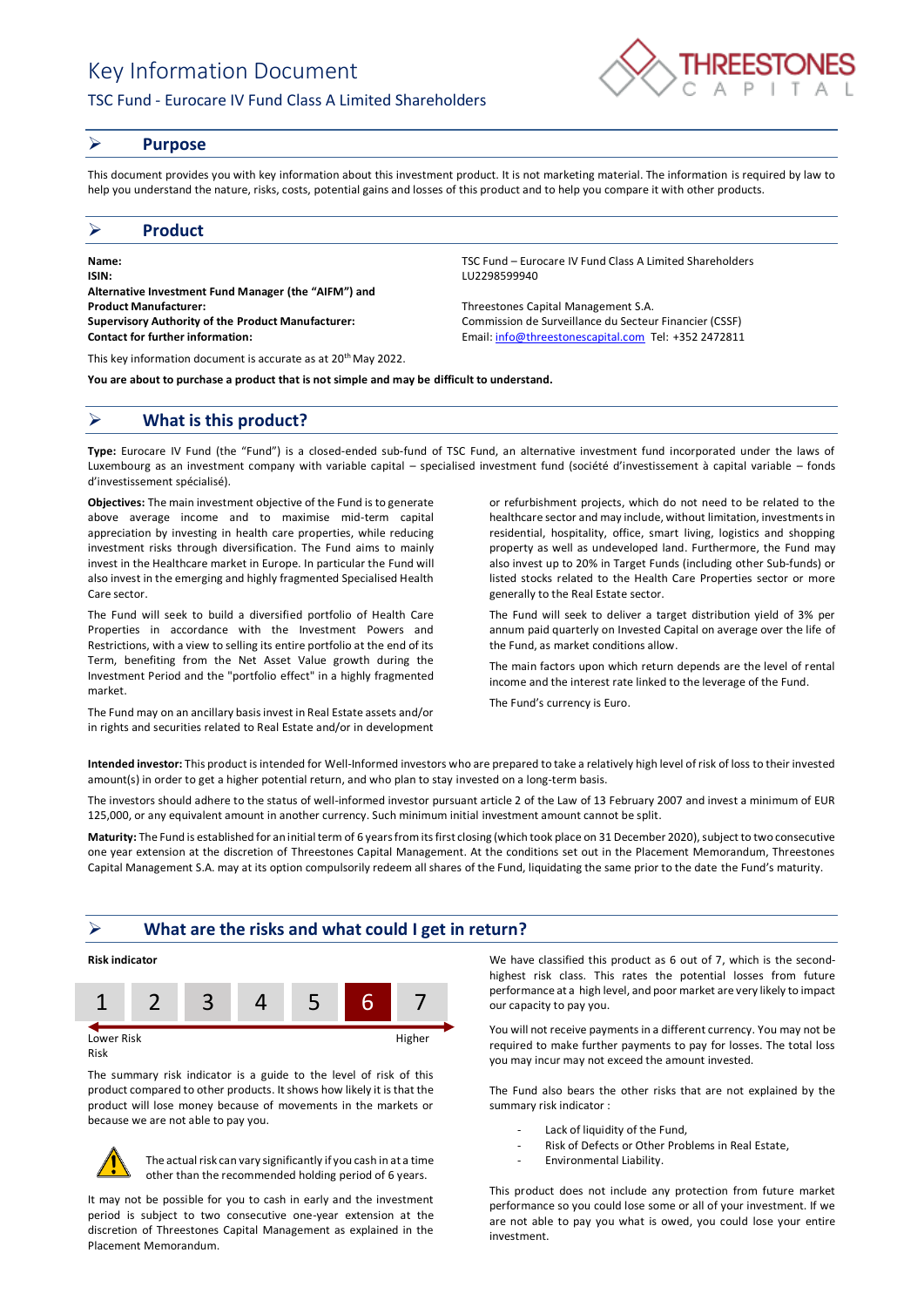# Key Information Document

## TSC Fund - Eurocare IV Fund Class A Limited Shareholders

## ➢ Purpose

This document provides you with key information about this investment product. It is not marketing material. The information is required by law to help you understand the nature, risks, costs, potential gains and losses of this product and to help you compare it with other products.

## ➢ Product

| | |
|---|---|
| **Name:** | TSC Fund – Eurocare IV Fund Class A Limited Shareholders |
| **ISIN:** | LU2298599940 |
| **Alternative Investment Fund Manager (the "AIFM") and Product Manufacturer:** | Threestones Capital Management S.A. |
| **Supervisory Authority of the Product Manufacturer:** | Commission de Surveillance du Secteur Financier (CSSF) |
| **Contact for further information:** | Email: info@threestonescapital.com Tel: +352 2472811 |

This key information document is accurate as at 20th May 2022.

**You are about to purchase a product that is not simple and may be difficult to understand.**

## ➢ What is this product?

**Type:** Eurocare IV Fund (the "Fund") is a closed-ended sub-fund of TSC Fund, an alternative investment fund incorporated under the laws of Luxembourg as an investment company with variable capital – specialised investment fund (société d'investissement à capital variable – fonds d'investissement spécialisé).

**Objectives:** The main investment objective of the Fund is to generate above average income and to maximise mid-term capital appreciation by investing in health care properties, while reducing investment risks through diversification. The Fund aims to mainly invest in the Healthcare market in Europe. In particular the Fund will also invest in the emerging and highly fragmented Specialised Health Care sector.

The Fund will seek to build a diversified portfolio of Health Care Properties in accordance with the Investment Powers and Restrictions, with a view to selling its entire portfolio at the end of its Term, benefiting from the Net Asset Value growth during the Investment Period and the "portfolio effect" in a highly fragmented market.

The Fund may on an ancillary basis invest in Real Estate assets and/or in rights and securities related to Real Estate and/or in development or refurbishment projects, which do not need to be related to the healthcare sector and may include, without limitation, investments in residential, hospitality, office, smart living, logistics and shopping property as well as undeveloped land. Furthermore, the Fund may also invest up to 20% in Target Funds (including other Sub-funds) or listed stocks related to the Health Care Properties sector or more generally to the Real Estate sector.

The Fund will seek to deliver a target distribution yield of 3% per annum paid quarterly on Invested Capital on average over the life of the Fund, as market conditions allow.

The main factors upon which return depends are the level of rental income and the interest rate linked to the leverage of the Fund.

The Fund's currency is Euro.

**Intended investor:** This product is intended for Well-Informed investors who are prepared to take a relatively high level of risk of loss to their invested amount(s) in order to get a higher potential return, and who plan to stay invested on a long-term basis.

The investors should adhere to the status of well-informed investor pursuant article 2 of the Law of 13 February 2007 and invest a minimum of EUR 125,000, or any equivalent amount in another currency. Such minimum initial investment amount cannot be split.

**Maturity:** The Fund is established for an initial term of 6 years from its first closing (which took place on 31 December 2020), subject to two consecutive one year extension at the discretion of Threestones Capital Management. At the conditions set out in the Placement Memorandum, Threestones Capital Management S.A. may at its option compulsorily redeem all shares of the Fund, liquidating the same prior to the date the Fund's maturity.

## ➢ What are the risks and what could I get in return?

**Risk indicator**

| 1 | 2 | 3 | 4 | 5 | **6** | 7 |
|---|---|---|---|---|---|---|

Lower Risk — Higher Risk

The summary risk indicator is a guide to the level of risk of this product compared to other products. It shows how likely it is that the product will lose money because of movements in the markets or because we are not able to pay you.

⚠ The actual risk can vary significantly if you cash in at a time other than the recommended holding period of 6 years.

It may not be possible for you to cash in early and the investment period is subject to two consecutive one-year extension at the discretion of Threestones Capital Management as explained in the Placement Memorandum.

We have classified this product as 6 out of 7, which is the second-highest risk class. This rates the potential losses from future performance at a high level, and poor market are very likely to impact our capacity to pay you.

You will not receive payments in a different currency. You may not be required to make further payments to pay for losses. The total loss you may incur may not exceed the amount invested.

The Fund also bears the other risks that are not explained by the summary risk indicator :

- Lack of liquidity of the Fund,
- Risk of Defects or Other Problems in Real Estate,
- Environmental Liability.

This product does not include any protection from future market performance so you could lose some or all of your investment. If we are not able to pay you what is owed, you could lose your entire investment.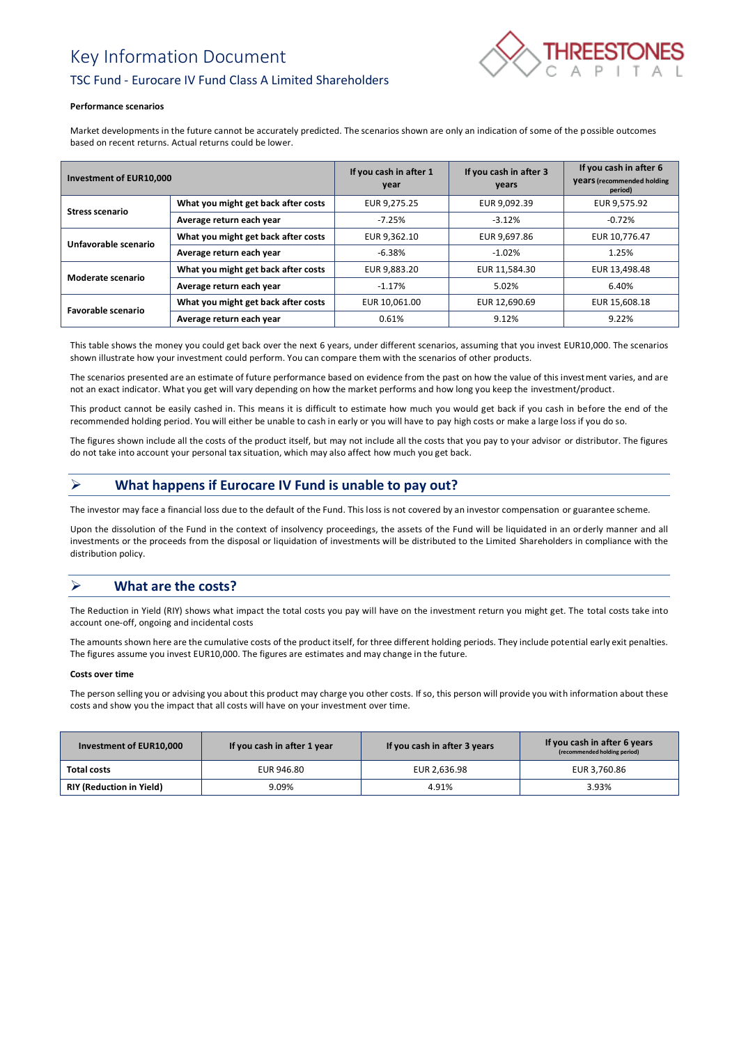# Key Information Document

## TSC Fund - Eurocare IV Fund Class A Limited Shareholders

**Performance scenarios**

Market developments in the future cannot be accurately predicted. The scenarios shown are only an indication of some of the possible outcomes based on recent returns. Actual returns could be lower.

| Investment of EUR10,000 | | If you cash in after 1 year | If you cash in after 3 years | If you cash in after 6 years (recommended holding period) |
|---|---|---|---|---|
| **Stress scenario** | **What you might get back after costs** | EUR 9,275.25 | EUR 9,092.39 | EUR 9,575.92 |
| | **Average return each year** | -7.25% | -3.12% | -0.72% |
| **Unfavorable scenario** | **What you might get back after costs** | EUR 9,362.10 | EUR 9,697.86 | EUR 10,776.47 |
| | **Average return each year** | -6.38% | -1.02% | 1.25% |
| **Moderate scenario** | **What you might get back after costs** | EUR 9,883.20 | EUR 11,584.30 | EUR 13,498.48 |
| | **Average return each year** | -1.17% | 5.02% | 6.40% |
| **Favorable scenario** | **What you might get back after costs** | EUR 10,061.00 | EUR 12,690.69 | EUR 15,608.18 |
| | **Average return each year** | 0.61% | 9.12% | 9.22% |

This table shows the money you could get back over the next 6 years, under different scenarios, assuming that you invest EUR10,000. The scenarios shown illustrate how your investment could perform. You can compare them with the scenarios of other products.

The scenarios presented are an estimate of future performance based on evidence from the past on how the value of this investment varies, and are not an exact indicator. What you get will vary depending on how the market performs and how long you keep the investment/product.

This product cannot be easily cashed in. This means it is difficult to estimate how much you would get back if you cash in before the end of the recommended holding period. You will either be unable to cash in early or you will have to pay high costs or make a large loss if you do so.

The figures shown include all the costs of the product itself, but may not include all the costs that you pay to your advisor or distributor. The figures do not take into account your personal tax situation, which may also affect how much you get back.

## ➢ What happens if Eurocare IV Fund is unable to pay out?

The investor may face a financial loss due to the default of the Fund. This loss is not covered by an investor compensation or guarantee scheme.

Upon the dissolution of the Fund in the context of insolvency proceedings, the assets of the Fund will be liquidated in an orderly manner and all investments or the proceeds from the disposal or liquidation of investments will be distributed to the Limited Shareholders in compliance with the distribution policy.

## ➢ What are the costs?

The Reduction in Yield (RIY) shows what impact the total costs you pay will have on the investment return you might get. The total costs take into account one-off, ongoing and incidental costs

The amounts shown here are the cumulative costs of the product itself, for three different holding periods. They include potential early exit penalties. The figures assume you invest EUR10,000. The figures are estimates and may change in the future.

**Costs over time**

The person selling you or advising you about this product may charge you other costs. If so, this person will provide you with information about these costs and show you the impact that all costs will have on your investment over time.

| Investment of EUR10,000 | If you cash in after 1 year | If you cash in after 3 years | If you cash in after 6 years (recommended holding period) |
|---|---|---|---|
| **Total costs** | EUR 946.80 | EUR 2,636.98 | EUR 3,760.86 |
| **RIY (Reduction in Yield)** | 9.09% | 4.91% | 3.93% |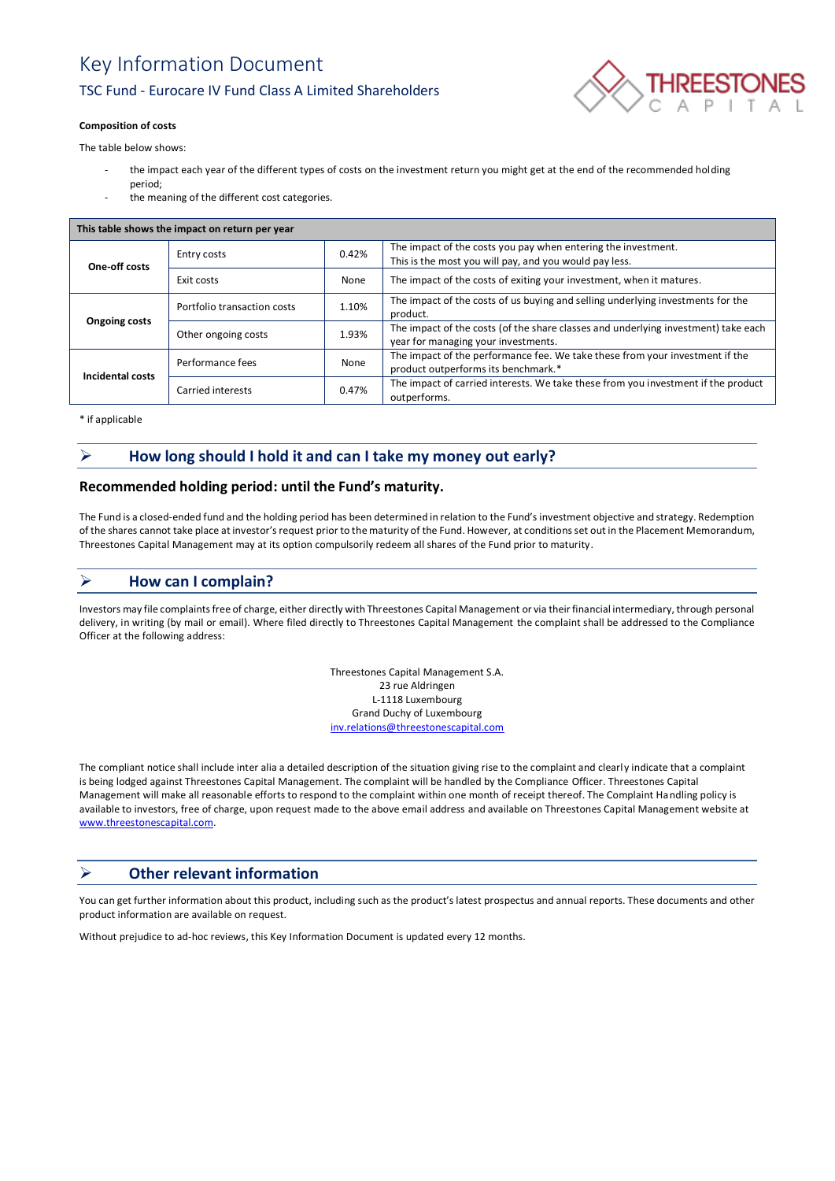# Key Information Document

## TSC Fund - Eurocare IV Fund Class A Limited Shareholders

**Composition of costs**

The table below shows:

- the impact each year of the different types of costs on the investment return you might get at the end of the recommended holding period;
- the meaning of the different cost categories.

| This table shows the impact on return per year | | | |
|---|---|---|---|
| **One-off costs** | Entry costs | 0.42% | The impact of the costs you pay when entering the investment. This is the most you will pay, and you would pay less. |
| | Exit costs | None | The impact of the costs of exiting your investment, when it matures. |
| **Ongoing costs** | Portfolio transaction costs | 1.10% | The impact of the costs of us buying and selling underlying investments for the product. |
| | Other ongoing costs | 1.93% | The impact of the costs (of the share classes and underlying investment) take each year for managing your investments. |
| **Incidental costs** | Performance fees | None | The impact of the performance fee. We take these from your investment if the product outperforms its benchmark.* |
| | Carried interests | 0.47% | The impact of carried interests. We take these from you investment if the product outperforms. |

\* if applicable

## How long should I hold it and can I take my money out early?

### Recommended holding period: until the Fund's maturity.

The Fund is a closed-ended fund and the holding period has been determined in relation to the Fund's investment objective and strategy. Redemption of the shares cannot take place at investor's request prior to the maturity of the Fund. However, at conditions set out in the Placement Memorandum, Threestones Capital Management may at its option compulsorily redeem all shares of the Fund prior to maturity.

## How can I complain?

Investors may file complaints free of charge, either directly with Threestones Capital Management or via their financial intermediary, through personal delivery, in writing (by mail or email). Where filed directly to Threestones Capital Management the complaint shall be addressed to the Compliance Officer at the following address:

Threestones Capital Management S.A.
23 rue Aldringen
L-1118 Luxembourg
Grand Duchy of Luxembourg
inv.relations@threestonescapital.com

The compliant notice shall include inter alia a detailed description of the situation giving rise to the complaint and clearly indicate that a complaint is being lodged against Threestones Capital Management. The complaint will be handled by the Compliance Officer. Threestones Capital Management will make all reasonable efforts to respond to the complaint within one month of receipt thereof. The Complaint Handling policy is available to investors, free of charge, upon request made to the above email address and available on Threestones Capital Management website at www.threestonescapital.com.

## Other relevant information

You can get further information about this product, including such as the product's latest prospectus and annual reports. These documents and other product information are available on request.

Without prejudice to ad-hoc reviews, this Key Information Document is updated every 12 months.